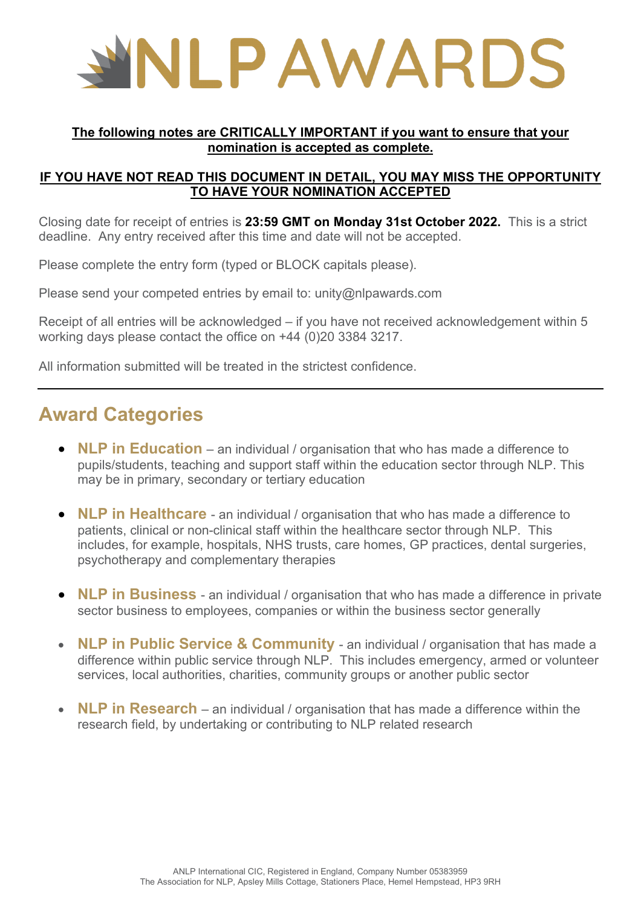# NLP AWARDS

**The following notes are CRITICALLY IMPORTANT if you want to ensure that your nomination is accepted as complete.**

**IF YOU HAVE NOT READ THIS DOCUMENT IN DETAIL, YOU MAY MISS THE OPPORTUNITY TO HAVE YOUR NOMINATION ACCEPTED**

Closing date for receipt of entries is **23:59 GMT on Monday 31st October 2022.** This is a strict deadline. Any entry received after this time and date will not be accepted.

Please complete the entry form (typed or BLOCK capitals please).

Please send your competed entries by email to: unity@nlpawards.com

Receipt of all entries will be acknowledged – if you have not received acknowledgement within 5 working days please contact the office on +44 (0)20 3384 3217.

All information submitted will be treated in the strictest confidence.

---

## Award Categories

- **NLP in Education** – an individual / organisation that who has made a difference to pupils/students, teaching and support staff within the education sector through NLP. This may be in primary, secondary or tertiary education
- **NLP in Healthcare** - an individual / organisation that who has made a difference to patients, clinical or non-clinical staff within the healthcare sector through NLP. This includes, for example, hospitals, NHS trusts, care homes, GP practices, dental surgeries, psychotherapy and complementary therapies
- **NLP in Business** - an individual / organisation that who has made a difference in private sector business to employees, companies or within the business sector generally
- **NLP in Public Service & Community** - an individual / organisation that has made a difference within public service through NLP. This includes emergency, armed or volunteer services, local authorities, charities, community groups or another public sector
- **NLP in Research** – an individual / organisation that has made a difference within the research field, by undertaking or contributing to NLP related research

ANLP International CIC, Registered in England, Company Number 05383959
The Association for NLP, Apsley Mills Cottage, Stationers Place, Hemel Hempstead, HP3 9RH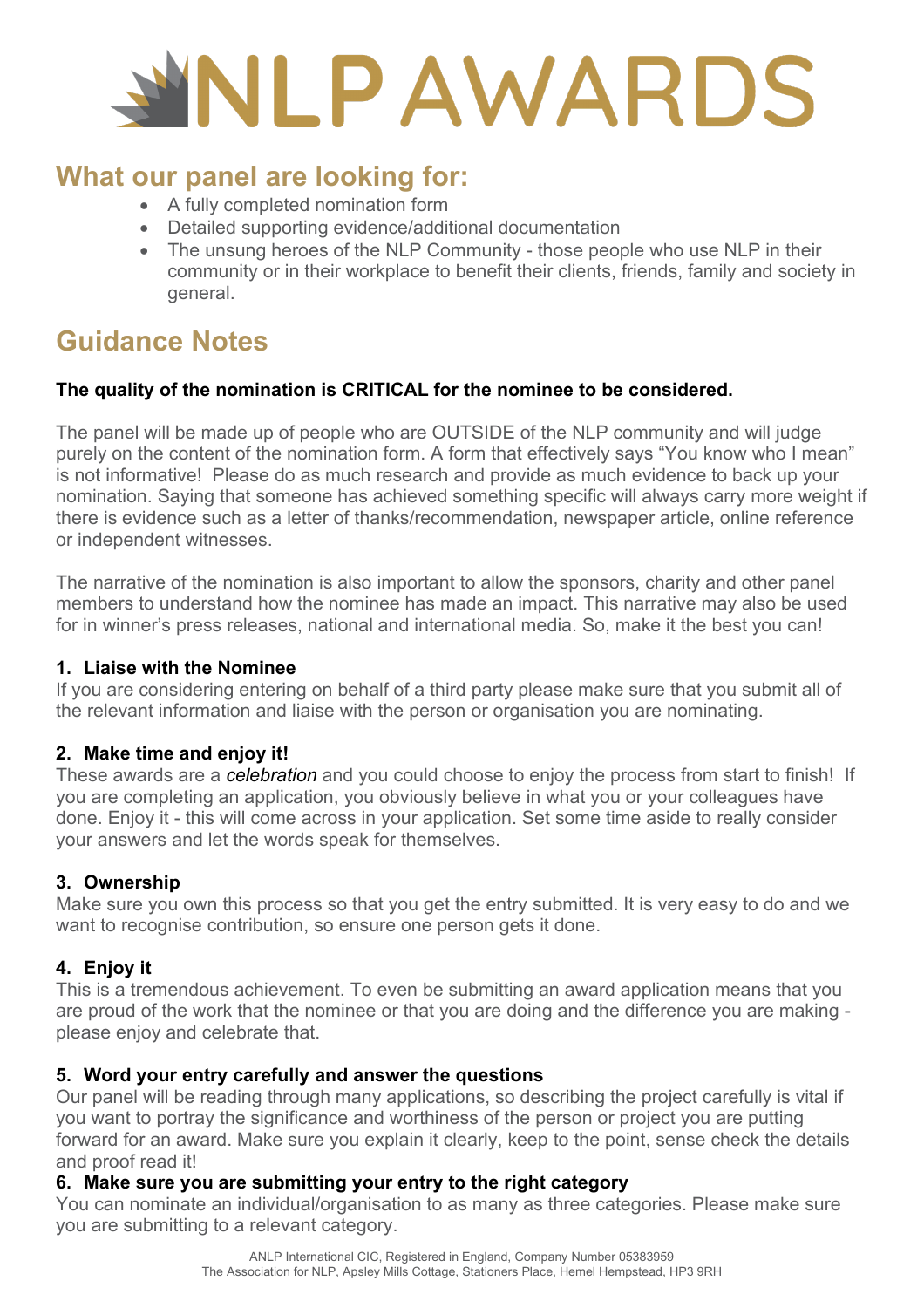# NLP AWARDS

## What our panel are looking for:

- A fully completed nomination form
- Detailed supporting evidence/additional documentation
- The unsung heroes of the NLP Community - those people who use NLP in their community or in their workplace to benefit their clients, friends, family and society in general.

## Guidance Notes

**The quality of the nomination is CRITICAL for the nominee to be considered.**

The panel will be made up of people who are OUTSIDE of the NLP community and will judge purely on the content of the nomination form. A form that effectively says "You know who I mean" is not informative! Please do as much research and provide as much evidence to back up your nomination. Saying that someone has achieved something specific will always carry more weight if there is evidence such as a letter of thanks/recommendation, newspaper article, online reference or independent witnesses.

The narrative of the nomination is also important to allow the sponsors, charity and other panel members to understand how the nominee has made an impact. This narrative may also be used for in winner's press releases, national and international media. So, make it the best you can!

### 1. Liaise with the Nominee

If you are considering entering on behalf of a third party please make sure that you submit all of the relevant information and liaise with the person or organisation you are nominating.

### 2. Make time and enjoy it!

These awards are a *celebration* and you could choose to enjoy the process from start to finish! If you are completing an application, you obviously believe in what you or your colleagues have done. Enjoy it - this will come across in your application. Set some time aside to really consider your answers and let the words speak for themselves.

### 3. Ownership

Make sure you own this process so that you get the entry submitted. It is very easy to do and we want to recognise contribution, so ensure one person gets it done.

### 4. Enjoy it

This is a tremendous achievement. To even be submitting an award application means that you are proud of the work that the nominee or that you are doing and the difference you are making - please enjoy and celebrate that.

### 5. Word your entry carefully and answer the questions

Our panel will be reading through many applications, so describing the project carefully is vital if you want to portray the significance and worthiness of the person or project you are putting forward for an award. Make sure you explain it clearly, keep to the point, sense check the details and proof read it!

### 6. Make sure you are submitting your entry to the right category

You can nominate an individual/organisation to as many as three categories. Please make sure you are submitting to a relevant category.

ANLP International CIC, Registered in England, Company Number 05383959
The Association for NLP, Apsley Mills Cottage, Stationers Place, Hemel Hempstead, HP3 9RH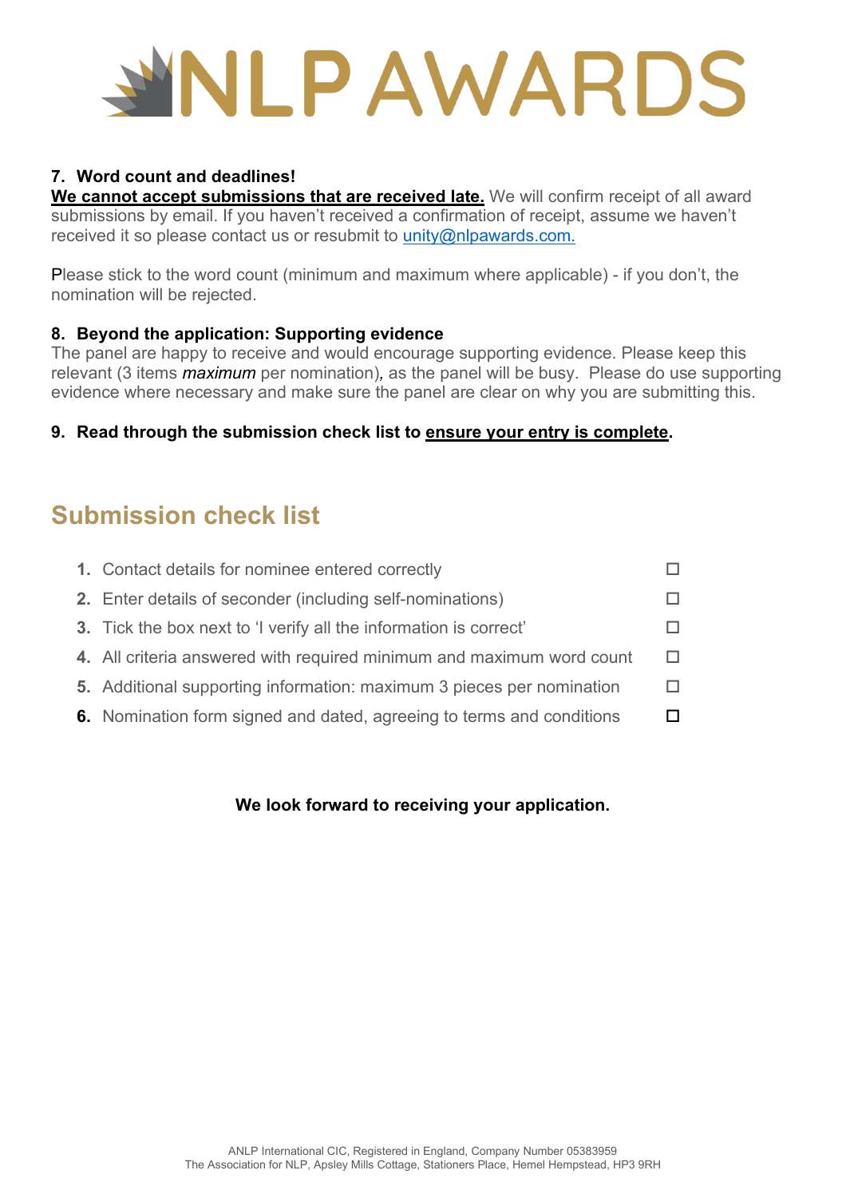# NLP AWARDS

**7. Word count and deadlines!**

**We cannot accept submissions that are received late.** We will confirm receipt of all award submissions by email. If you haven't received a confirmation of receipt, assume we haven't received it so please contact us or resubmit to unity@nlpawards.com.

Please stick to the word count (minimum and maximum where applicable) - if you don't, the nomination will be rejected.

**8. Beyond the application: Supporting evidence**

The panel are happy to receive and would encourage supporting evidence. Please keep this relevant (3 items *maximum* per nomination), as the panel will be busy. Please do use supporting evidence where necessary and make sure the panel are clear on why you are submitting this.

**9. Read through the submission check list to ensure your entry is complete.**

## Submission check list

1. Contact details for nominee entered correctly ☐
2. Enter details of seconder (including self-nominations) ☐
3. Tick the box next to 'I verify all the information is correct' ☐
4. All criteria answered with required minimum and maximum word count ☐
5. Additional supporting information: maximum 3 pieces per nomination ☐
6. Nomination form signed and dated, agreeing to terms and conditions ☐

**We look forward to receiving your application.**

ANLP International CIC, Registered in England, Company Number 05383959
The Association for NLP, Apsley Mills Cottage, Stationers Place, Hemel Hempstead, HP3 9RH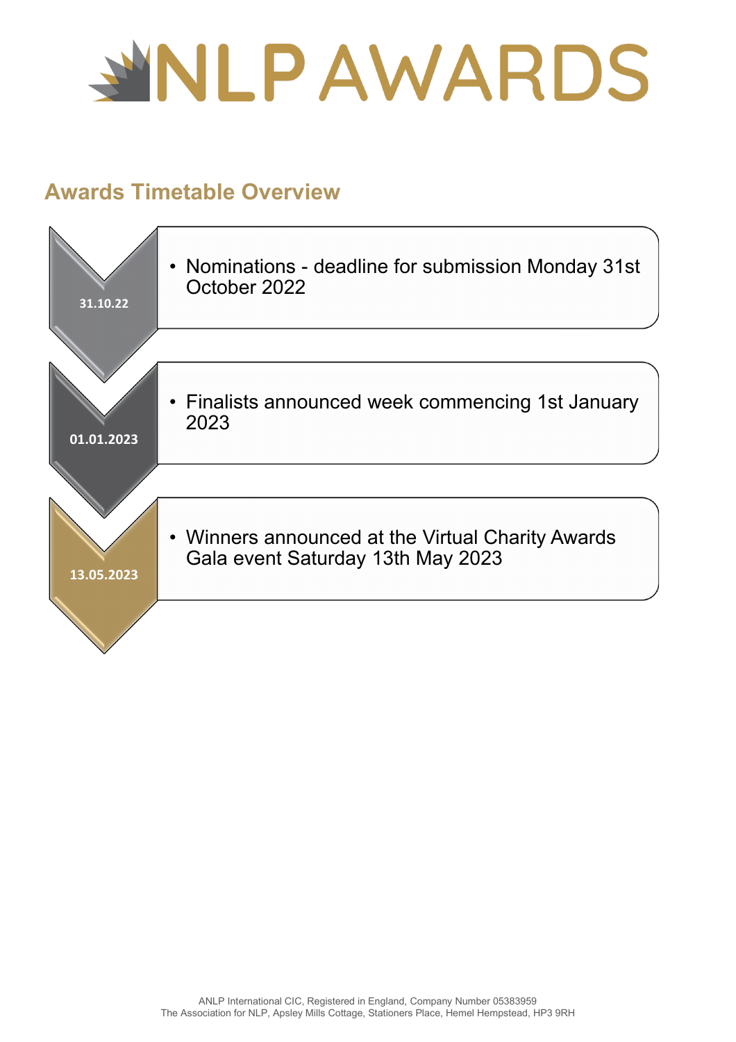# NLP AWARDS

## Awards Timetable Overview

**31.10.22**

- Nominations - deadline for submission Monday 31st October 2022

**01.01.2023**

- Finalists announced week commencing 1st January 2023

**13.05.2023**

- Winners announced at the Virtual Charity Awards Gala event Saturday 13th May 2023

ANLP International CIC, Registered in England, Company Number 05383959
The Association for NLP, Apsley Mills Cottage, Stationers Place, Hemel Hempstead, HP3 9RH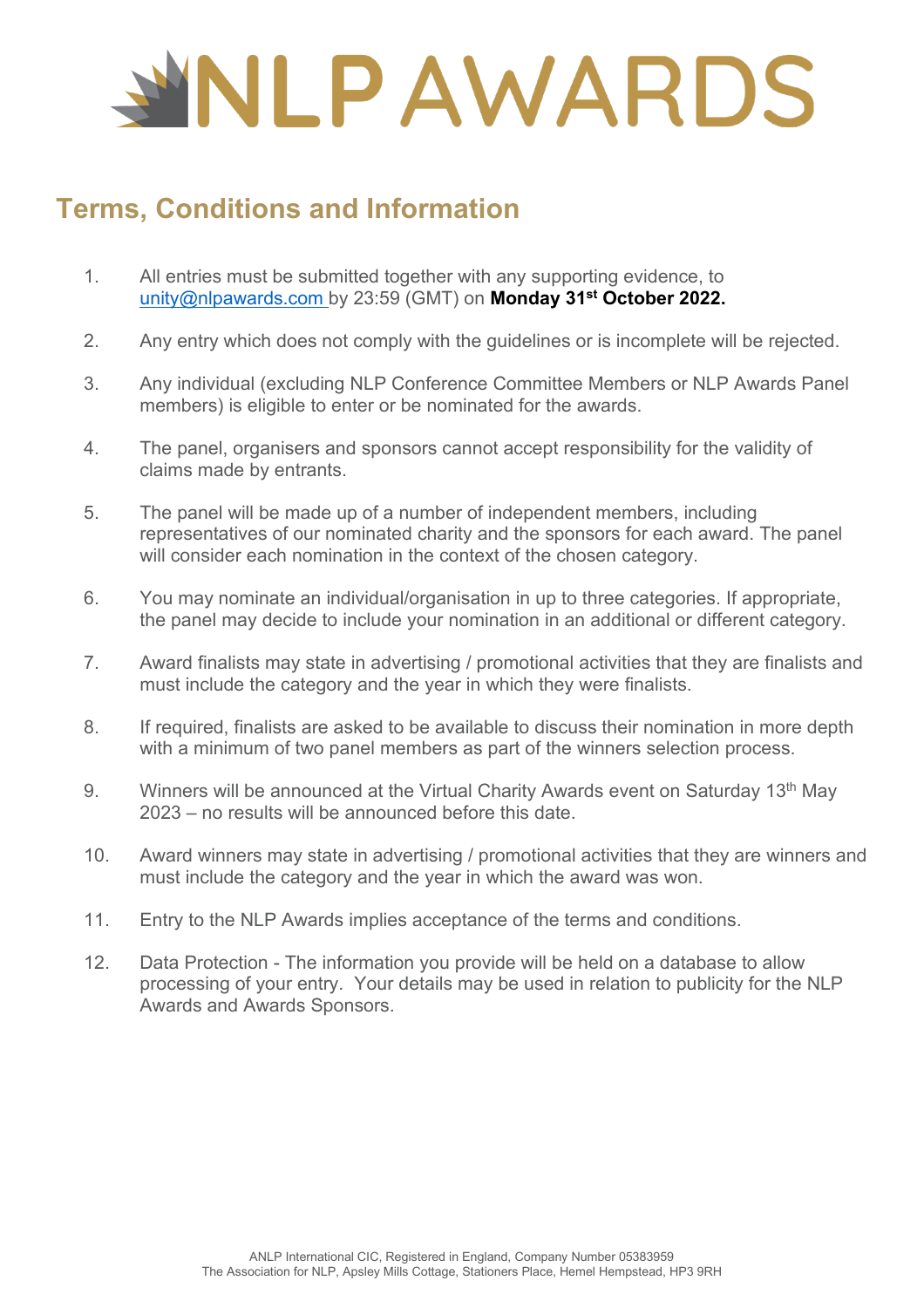# NLP AWARDS

## Terms, Conditions and Information

1. All entries must be submitted together with any supporting evidence, to unity@nlpawards.com by 23:59 (GMT) on **Monday 31st October 2022.**

2. Any entry which does not comply with the guidelines or is incomplete will be rejected.

3. Any individual (excluding NLP Conference Committee Members or NLP Awards Panel members) is eligible to enter or be nominated for the awards.

4. The panel, organisers and sponsors cannot accept responsibility for the validity of claims made by entrants.

5. The panel will be made up of a number of independent members, including representatives of our nominated charity and the sponsors for each award. The panel will consider each nomination in the context of the chosen category.

6. You may nominate an individual/organisation in up to three categories. If appropriate, the panel may decide to include your nomination in an additional or different category.

7. Award finalists may state in advertising / promotional activities that they are finalists and must include the category and the year in which they were finalists.

8. If required, finalists are asked to be available to discuss their nomination in more depth with a minimum of two panel members as part of the winners selection process.

9. Winners will be announced at the Virtual Charity Awards event on Saturday 13th May 2023 – no results will be announced before this date.

10. Award winners may state in advertising / promotional activities that they are winners and must include the category and the year in which the award was won.

11. Entry to the NLP Awards implies acceptance of the terms and conditions.

12. Data Protection - The information you provide will be held on a database to allow processing of your entry. Your details may be used in relation to publicity for the NLP Awards and Awards Sponsors.

ANLP International CIC, Registered in England, Company Number 05383959
The Association for NLP, Apsley Mills Cottage, Stationers Place, Hemel Hempstead, HP3 9RH